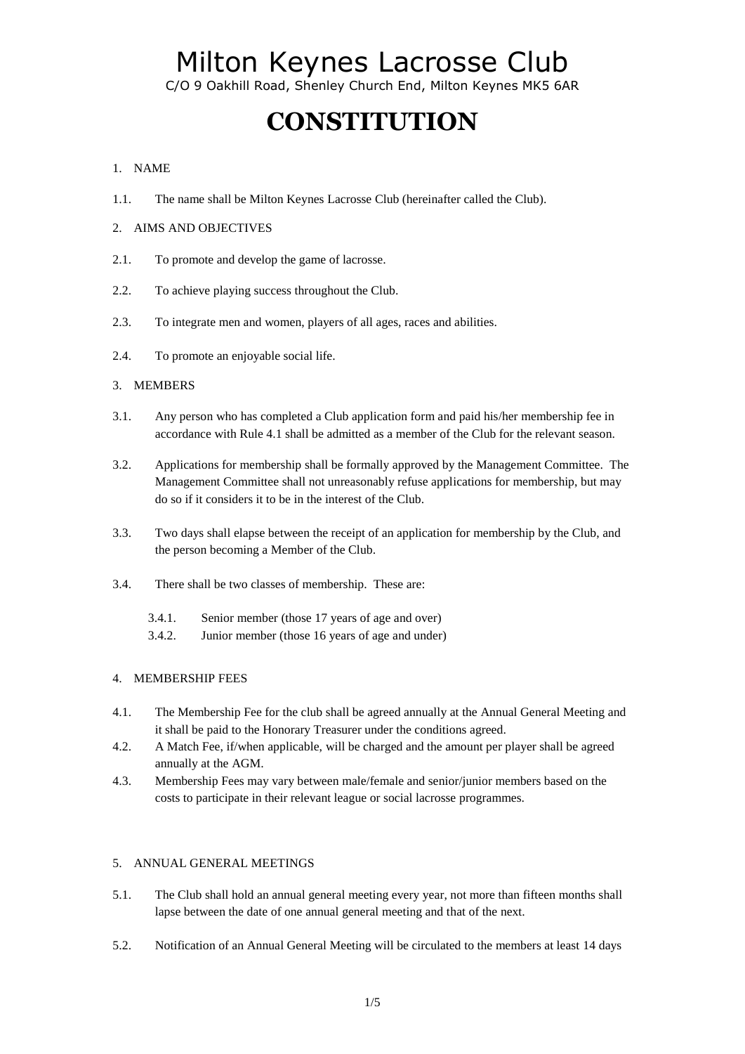# Milton Keynes Lacrosse Club

C/O 9 Oakhill Road, Shenley Church End, Milton Keynes MK5 6AR

# CONSTITUTION

## 1. NAME

1.1. The name shall be Milton Keynes Lacrosse Club (hereinafter called the Club).

## 2. AIMS AND OBJECTIVES

2.1. To promote and develop the game of lacrosse.

2.2. To achieve playing success throughout the Club.

2.3. To integrate men and women, players of all ages, races and abilities.

2.4. To promote an enjoyable social life.

## 3. MEMBERS

3.1. Any person who has completed a Club application form and paid his/her membership fee in accordance with Rule 4.1 shall be admitted as a member of the Club for the relevant season.

3.2. Applications for membership shall be formally approved by the Management Committee. The Management Committee shall not unreasonably refuse applications for membership, but may do so if it considers it to be in the interest of the Club.

3.3. Two days shall elapse between the receipt of an application for membership by the Club, and the person becoming a Member of the Club.

3.4. There shall be two classes of membership. These are:

- 3.4.1. Senior member (those 17 years of age and over)
- 3.4.2. Junior member (those 16 years of age and under)

## 4. MEMBERSHIP FEES

4.1. The Membership Fee for the club shall be agreed annually at the Annual General Meeting and it shall be paid to the Honorary Treasurer under the conditions agreed.

4.2. A Match Fee, if/when applicable, will be charged and the amount per player shall be agreed annually at the AGM.

4.3. Membership Fees may vary between male/female and senior/junior members based on the costs to participate in their relevant league or social lacrosse programmes.

## 5. ANNUAL GENERAL MEETINGS

5.1. The Club shall hold an annual general meeting every year, not more than fifteen months shall lapse between the date of one annual general meeting and that of the next.

5.2. Notification of an Annual General Meeting will be circulated to the members at least 14 days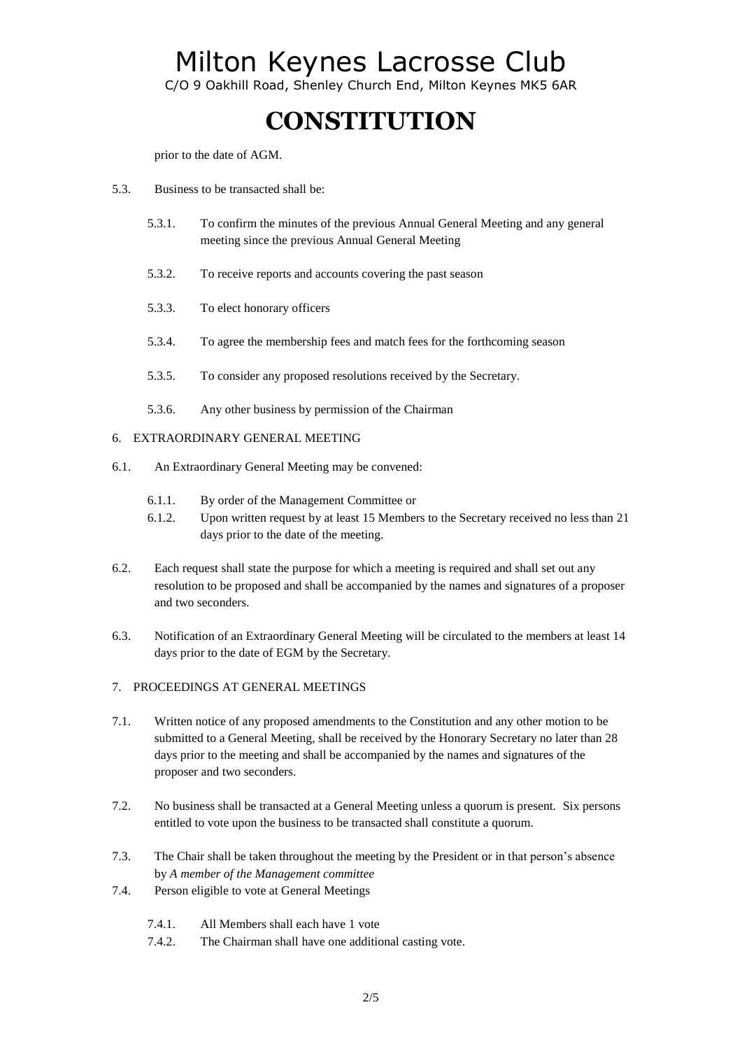prior to the date of AGM.

5.3. Business to be transacted shall be:

   5.3.1. To confirm the minutes of the previous Annual General Meeting and any general meeting since the previous Annual General Meeting

   5.3.2. To receive reports and accounts covering the past season

   5.3.3. To elect honorary officers

   5.3.4. To agree the membership fees and match fees for the forthcoming season

   5.3.5. To consider any proposed resolutions received by the Secretary.

   5.3.6. Any other business by permission of the Chairman

## 6. EXTRAORDINARY GENERAL MEETING

6.1. An Extraordinary General Meeting may be convened:

   6.1.1. By order of the Management Committee or
   6.1.2. Upon written request by at least 15 Members to the Secretary received no less than 21 days prior to the date of the meeting.

6.2. Each request shall state the purpose for which a meeting is required and shall set out any resolution to be proposed and shall be accompanied by the names and signatures of a proposer and two seconders.

6.3. Notification of an Extraordinary General Meeting will be circulated to the members at least 14 days prior to the date of EGM by the Secretary.

## 7. PROCEEDINGS AT GENERAL MEETINGS

7.1. Written notice of any proposed amendments to the Constitution and any other motion to be submitted to a General Meeting, shall be received by the Honorary Secretary no later than 28 days prior to the meeting and shall be accompanied by the names and signatures of the proposer and two seconders.

7.2. No business shall be transacted at a General Meeting unless a quorum is present. Six persons entitled to vote upon the business to be transacted shall constitute a quorum.

7.3. The Chair shall be taken throughout the meeting by the President or in that person's absence by *A member of the Management committee*

7.4. Person eligible to vote at General Meetings

   7.4.1. All Members shall each have 1 vote
   7.4.2. The Chairman shall have one additional casting vote.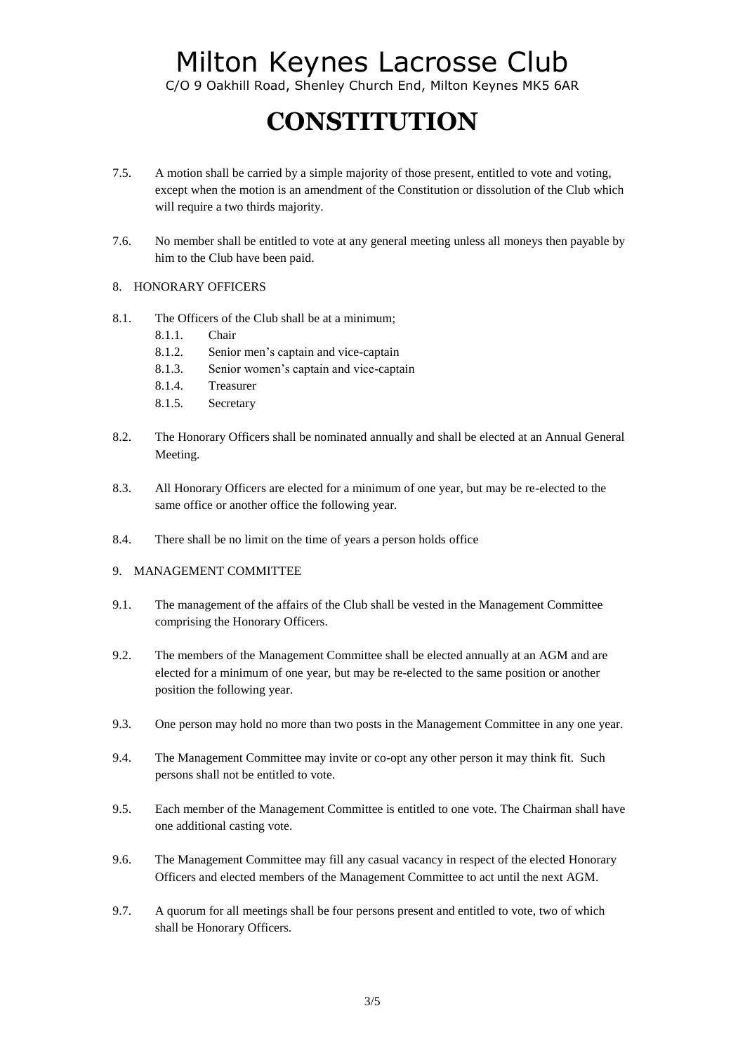# Milton Keynes Lacrosse Club

C/O 9 Oakhill Road, Shenley Church End, Milton Keynes MK5 6AR

# CONSTITUTION

7.5. A motion shall be carried by a simple majority of those present, entitled to vote and voting, except when the motion is an amendment of the Constitution or dissolution of the Club which will require a two thirds majority.

7.6. No member shall be entitled to vote at any general meeting unless all moneys then payable by him to the Club have been paid.

## 8. HONORARY OFFICERS

8.1. The Officers of the Club shall be at a minimum;

- 8.1.1. Chair
- 8.1.2. Senior men's captain and vice-captain
- 8.1.3. Senior women's captain and vice-captain
- 8.1.4. Treasurer
- 8.1.5. Secretary

8.2. The Honorary Officers shall be nominated annually and shall be elected at an Annual General Meeting.

8.3. All Honorary Officers are elected for a minimum of one year, but may be re-elected to the same office or another office the following year.

8.4. There shall be no limit on the time of years a person holds office

## 9. MANAGEMENT COMMITTEE

9.1. The management of the affairs of the Club shall be vested in the Management Committee comprising the Honorary Officers.

9.2. The members of the Management Committee shall be elected annually at an AGM and are elected for a minimum of one year, but may be re-elected to the same position or another position the following year.

9.3. One person may hold no more than two posts in the Management Committee in any one year.

9.4. The Management Committee may invite or co-opt any other person it may think fit. Such persons shall not be entitled to vote.

9.5. Each member of the Management Committee is entitled to one vote. The Chairman shall have one additional casting vote.

9.6. The Management Committee may fill any casual vacancy in respect of the elected Honorary Officers and elected members of the Management Committee to act until the next AGM.

9.7. A quorum for all meetings shall be four persons present and entitled to vote, two of which shall be Honorary Officers.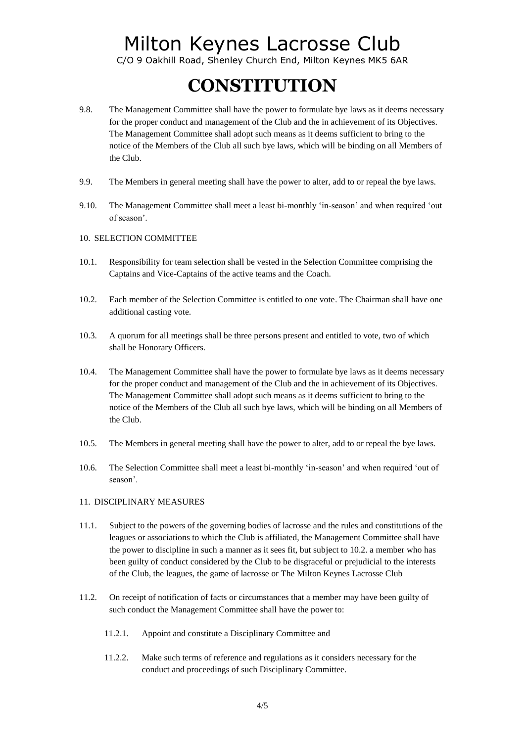# Milton Keynes Lacrosse Club

C/O 9 Oakhill Road, Shenley Church End, Milton Keynes MK5 6AR

# CONSTITUTION

9.8. The Management Committee shall have the power to formulate bye laws as it deems necessary for the proper conduct and management of the Club and the in achievement of its Objectives. The Management Committee shall adopt such means as it deems sufficient to bring to the notice of the Members of the Club all such bye laws, which will be binding on all Members of the Club.

9.9. The Members in general meeting shall have the power to alter, add to or repeal the bye laws.

9.10. The Management Committee shall meet a least bi-monthly 'in-season' and when required 'out of season'.

10. SELECTION COMMITTEE

10.1. Responsibility for team selection shall be vested in the Selection Committee comprising the Captains and Vice-Captains of the active teams and the Coach.

10.2. Each member of the Selection Committee is entitled to one vote. The Chairman shall have one additional casting vote.

10.3. A quorum for all meetings shall be three persons present and entitled to vote, two of which shall be Honorary Officers.

10.4. The Management Committee shall have the power to formulate bye laws as it deems necessary for the proper conduct and management of the Club and the in achievement of its Objectives. The Management Committee shall adopt such means as it deems sufficient to bring to the notice of the Members of the Club all such bye laws, which will be binding on all Members of the Club.

10.5. The Members in general meeting shall have the power to alter, add to or repeal the bye laws.

10.6. The Selection Committee shall meet a least bi-monthly 'in-season' and when required 'out of season'.

11. DISCIPLINARY MEASURES

11.1. Subject to the powers of the governing bodies of lacrosse and the rules and constitutions of the leagues or associations to which the Club is affiliated, the Management Committee shall have the power to discipline in such a manner as it sees fit, but subject to 10.2. a member who has been guilty of conduct considered by the Club to be disgraceful or prejudicial to the interests of the Club, the leagues, the game of lacrosse or The Milton Keynes Lacrosse Club

11.2. On receipt of notification of facts or circumstances that a member may have been guilty of such conduct the Management Committee shall have the power to:

- 11.2.1. Appoint and constitute a Disciplinary Committee and
- 11.2.2. Make such terms of reference and regulations as it considers necessary for the conduct and proceedings of such Disciplinary Committee.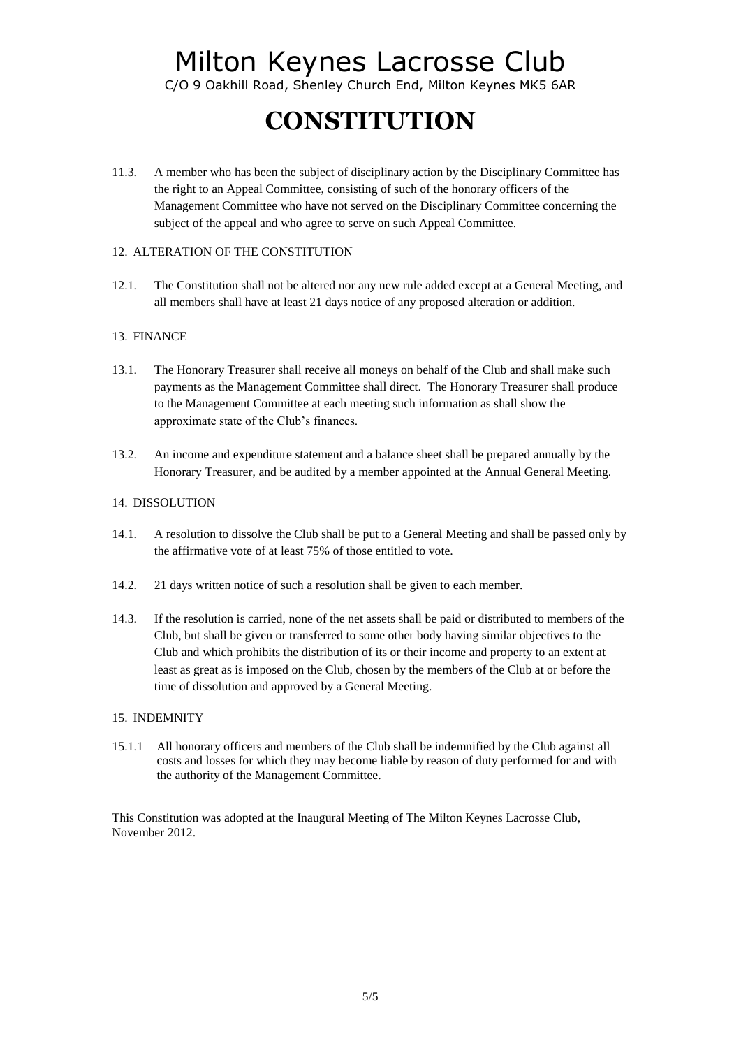# Milton Keynes Lacrosse Club

C/O 9 Oakhill Road, Shenley Church End, Milton Keynes MK5 6AR

# CONSTITUTION

11.3. A member who has been the subject of disciplinary action by the Disciplinary Committee has the right to an Appeal Committee, consisting of such of the honorary officers of the Management Committee who have not served on the Disciplinary Committee concerning the subject of the appeal and who agree to serve on such Appeal Committee.

## 12. ALTERATION OF THE CONSTITUTION

12.1. The Constitution shall not be altered nor any new rule added except at a General Meeting, and all members shall have at least 21 days notice of any proposed alteration or addition.

## 13. FINANCE

13.1. The Honorary Treasurer shall receive all moneys on behalf of the Club and shall make such payments as the Management Committee shall direct. The Honorary Treasurer shall produce to the Management Committee at each meeting such information as shall show the approximate state of the Club's finances.

13.2. An income and expenditure statement and a balance sheet shall be prepared annually by the Honorary Treasurer, and be audited by a member appointed at the Annual General Meeting.

## 14. DISSOLUTION

14.1. A resolution to dissolve the Club shall be put to a General Meeting and shall be passed only by the affirmative vote of at least 75% of those entitled to vote.

14.2. 21 days written notice of such a resolution shall be given to each member.

14.3. If the resolution is carried, none of the net assets shall be paid or distributed to members of the Club, but shall be given or transferred to some other body having similar objectives to the Club and which prohibits the distribution of its or their income and property to an extent at least as great as is imposed on the Club, chosen by the members of the Club at or before the time of dissolution and approved by a General Meeting.

## 15. INDEMNITY

15.1.1 All honorary officers and members of the Club shall be indemnified by the Club against all costs and losses for which they may become liable by reason of duty performed for and with the authority of the Management Committee.

This Constitution was adopted at the Inaugural Meeting of The Milton Keynes Lacrosse Club, November 2012.